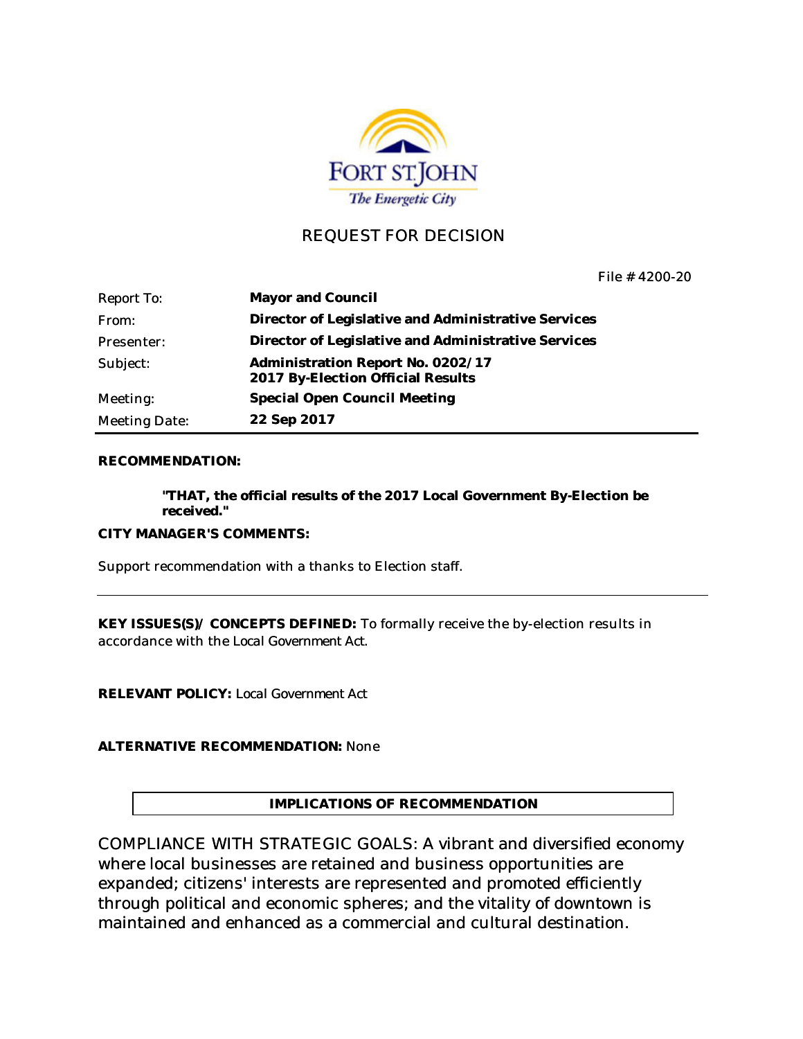FORT ST.JOHN

*The Energetic City*

# REQUEST FOR DECISION

File # 4200-20

| | |
|---|---|
| Report To: | **Mayor and Council** |
| From: | **Director of Legislative and Administrative Services** |
| Presenter: | **Director of Legislative and Administrative Services** |
| Subject: | **Administration Report No. 0202/17**<br>**2017 By-Election Official Results** |
| Meeting: | **Special Open Council Meeting** |
| Meeting Date: | **22 Sep 2017** |

**RECOMMENDATION:**

> **"THAT, the official results of the 2017 Local Government By-Election be received."**

**CITY MANAGER'S COMMENTS:**

Support recommendation with a thanks to Election staff.

---

**KEY ISSUES(S)/ CONCEPTS DEFINED:** To formally receive the by-election results in accordance with the Local Government Act.

**RELEVANT POLICY:** Local Government Act

**ALTERNATIVE RECOMMENDATION:** None

**IMPLICATIONS OF RECOMMENDATION**

COMPLIANCE WITH STRATEGIC GOALS: A vibrant and diversified economy where local businesses are retained and business opportunities are expanded; citizens' interests are represented and promoted efficiently through political and economic spheres; and the vitality of downtown is maintained and enhanced as a commercial and cultural destination.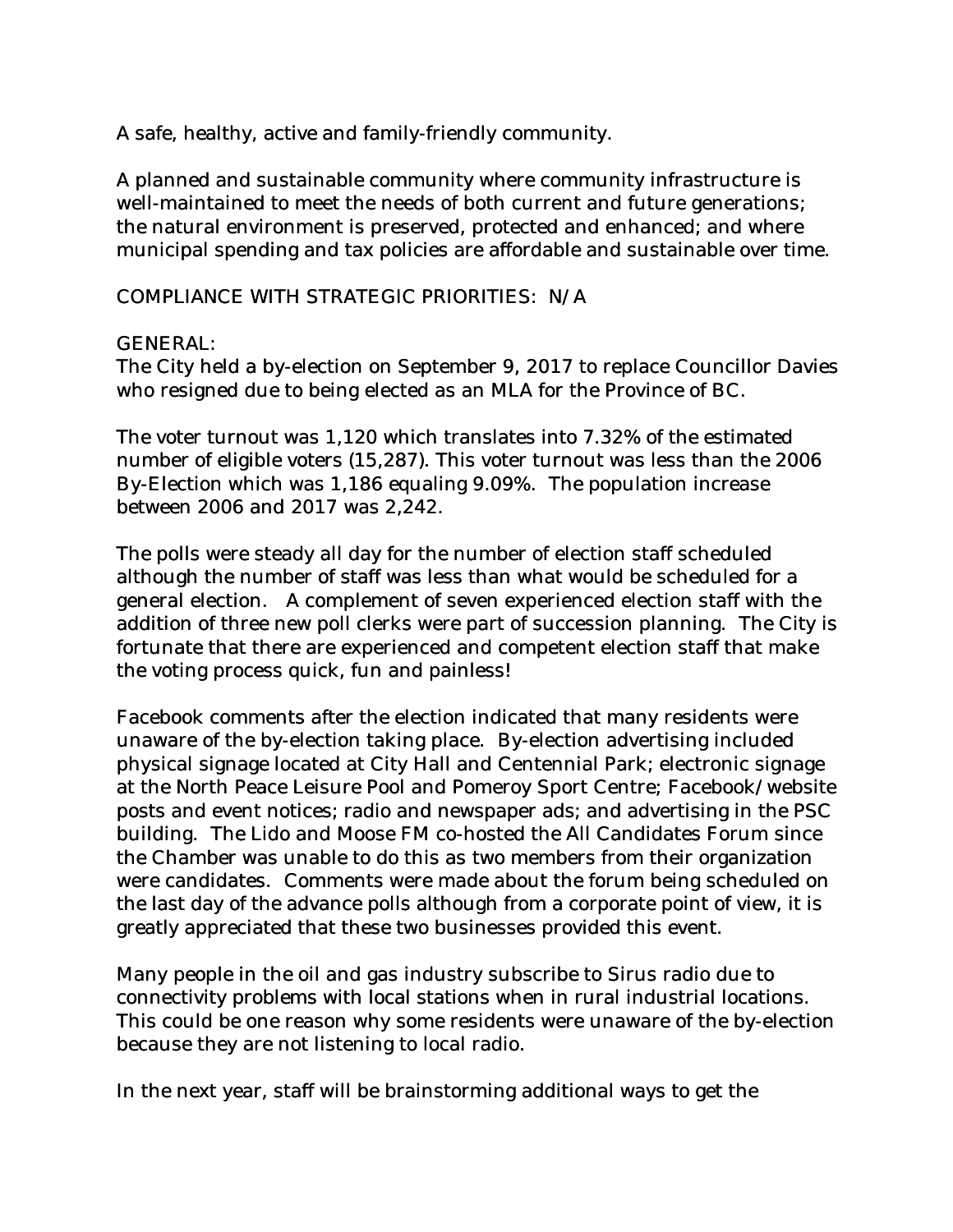A safe, healthy, active and family-friendly community.

A planned and sustainable community where community infrastructure is well-maintained to meet the needs of both current and future generations; the natural environment is preserved, protected and enhanced; and where municipal spending and tax policies are affordable and sustainable over time.

COMPLIANCE WITH STRATEGIC PRIORITIES: N/A

GENERAL:
The City held a by-election on September 9, 2017 to replace Councillor Davies who resigned due to being elected as an MLA for the Province of BC.

The voter turnout was 1,120 which translates into 7.32% of the estimated number of eligible voters (15,287). This voter turnout was less than the 2006 By-Election which was 1,186 equaling 9.09%. The population increase between 2006 and 2017 was 2,242.

The polls were steady all day for the number of election staff scheduled although the number of staff was less than what would be scheduled for a general election. A complement of seven experienced election staff with the addition of three new poll clerks were part of succession planning. The City is fortunate that there are experienced and competent election staff that make the voting process quick, fun and painless!

Facebook comments after the election indicated that many residents were unaware of the by-election taking place. By-election advertising included physical signage located at City Hall and Centennial Park; electronic signage at the North Peace Leisure Pool and Pomeroy Sport Centre; Facebook/website posts and event notices; radio and newspaper ads; and advertising in the PSC building. The Lido and Moose FM co-hosted the All Candidates Forum since the Chamber was unable to do this as two members from their organization were candidates. Comments were made about the forum being scheduled on the last day of the advance polls although from a corporate point of view, it is greatly appreciated that these two businesses provided this event.

Many people in the oil and gas industry subscribe to Sirus radio due to connectivity problems with local stations when in rural industrial locations. This could be one reason why some residents were unaware of the by-election because they are not listening to local radio.

In the next year, staff will be brainstorming additional ways to get the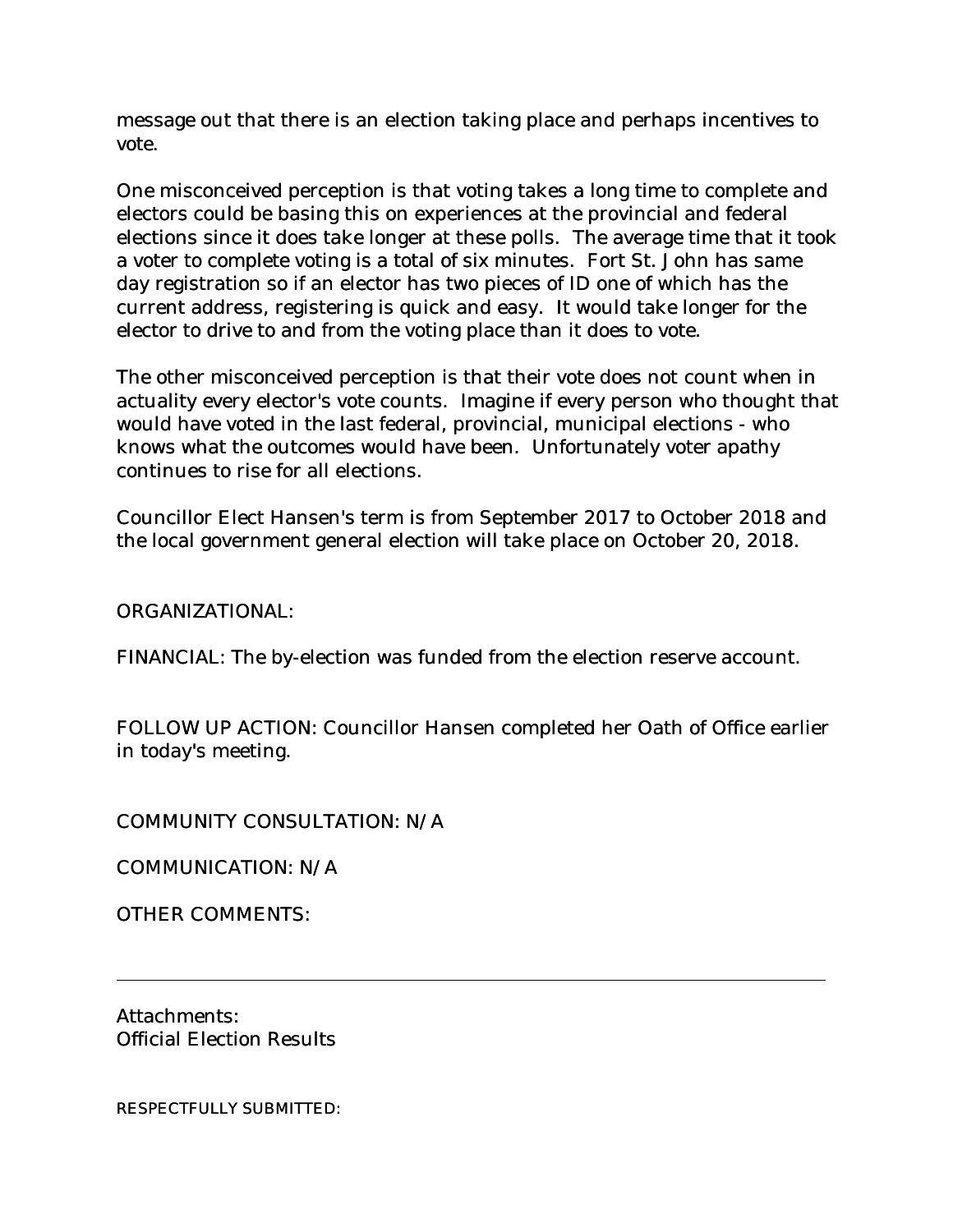message out that there is an election taking place and perhaps incentives to vote.

One misconceived perception is that voting takes a long time to complete and electors could be basing this on experiences at the provincial and federal elections since it does take longer at these polls. The average time that it took a voter to complete voting is a total of six minutes. Fort St. John has same day registration so if an elector has two pieces of ID one of which has the current address, registering is quick and easy. It would take longer for the elector to drive to and from the voting place than it does to vote.

The other misconceived perception is that their vote does not count when in actuality every elector's vote counts. Imagine if every person who thought that would have voted in the last federal, provincial, municipal elections - who knows what the outcomes would have been. Unfortunately voter apathy continues to rise for all elections.

Councillor Elect Hansen's term is from September 2017 to October 2018 and the local government general election will take place on October 20, 2018.

ORGANIZATIONAL:

FINANCIAL: The by-election was funded from the election reserve account.

FOLLOW UP ACTION: Councillor Hansen completed her Oath of Office earlier in today's meeting.

COMMUNITY CONSULTATION: N/A

COMMUNICATION: N/A

OTHER COMMENTS:

---

Attachments:
Official Election Results

RESPECTFULLY SUBMITTED: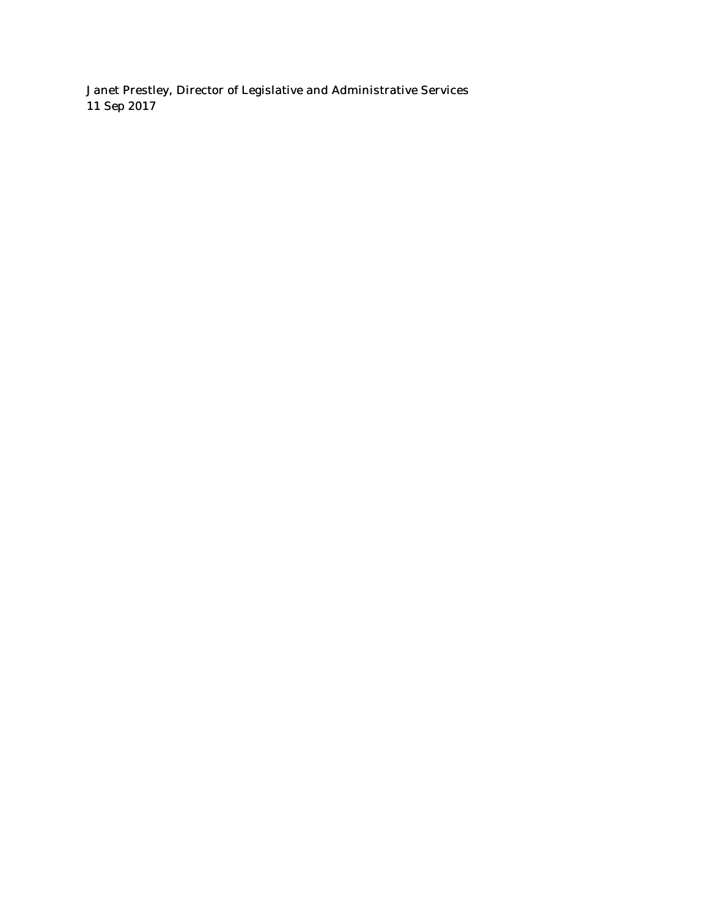Janet Prestley, Director of Legislative and Administrative Services
11 Sep 2017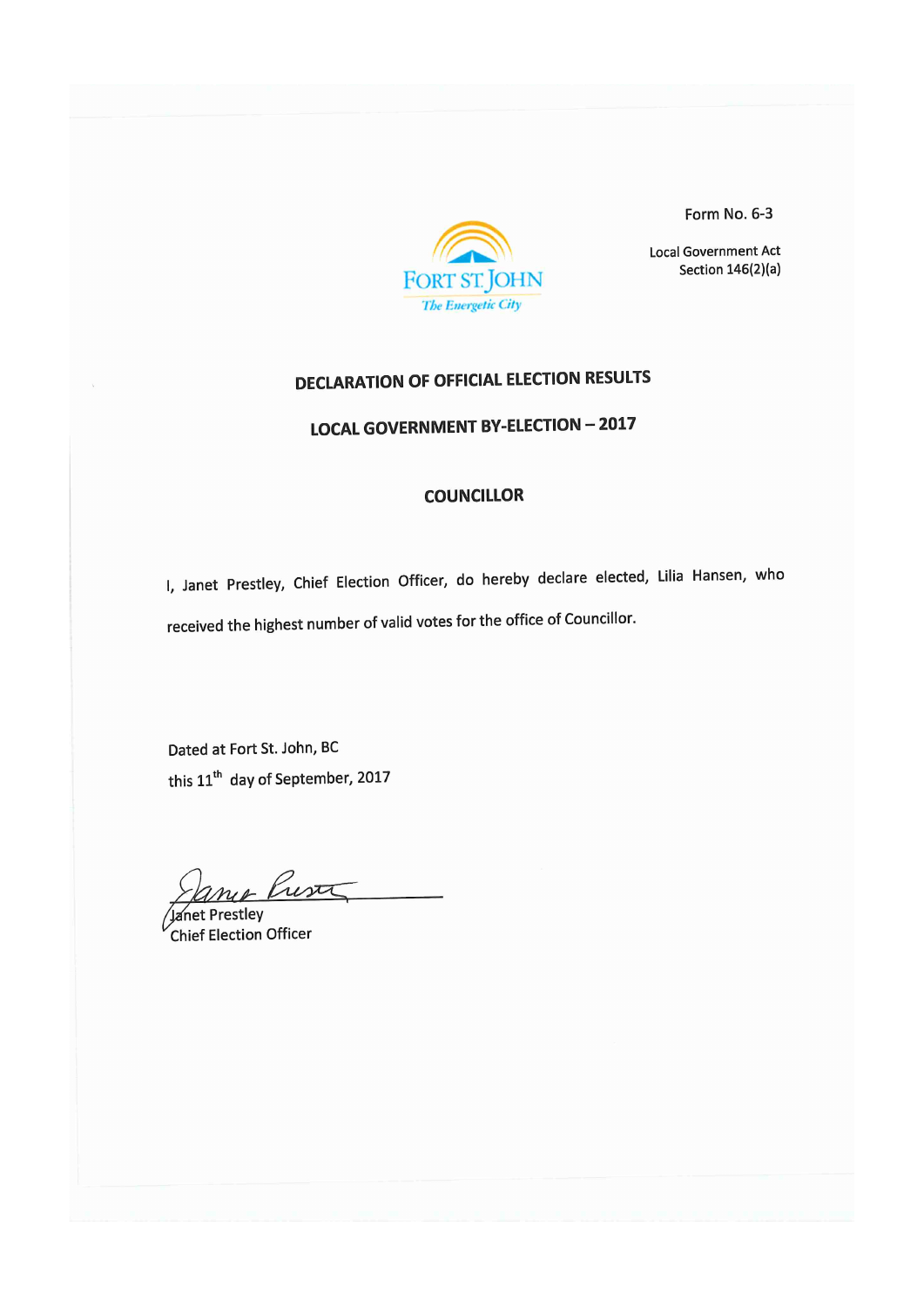Form No. 6-3

Local Government Act
Section 146(2)(a)

FORT ST. JOHN
*The Energetic City*

## DECLARATION OF OFFICIAL ELECTION RESULTS

## LOCAL GOVERNMENT BY-ELECTION – 2017

## COUNCILLOR

I, Janet Prestley, Chief Election Officer, do hereby declare elected, Lilia Hansen, who received the highest number of valid votes for the office of Councillor.

Dated at Fort St. John, BC
this 11th day of September, 2017

Janet Prestley
Chief Election Officer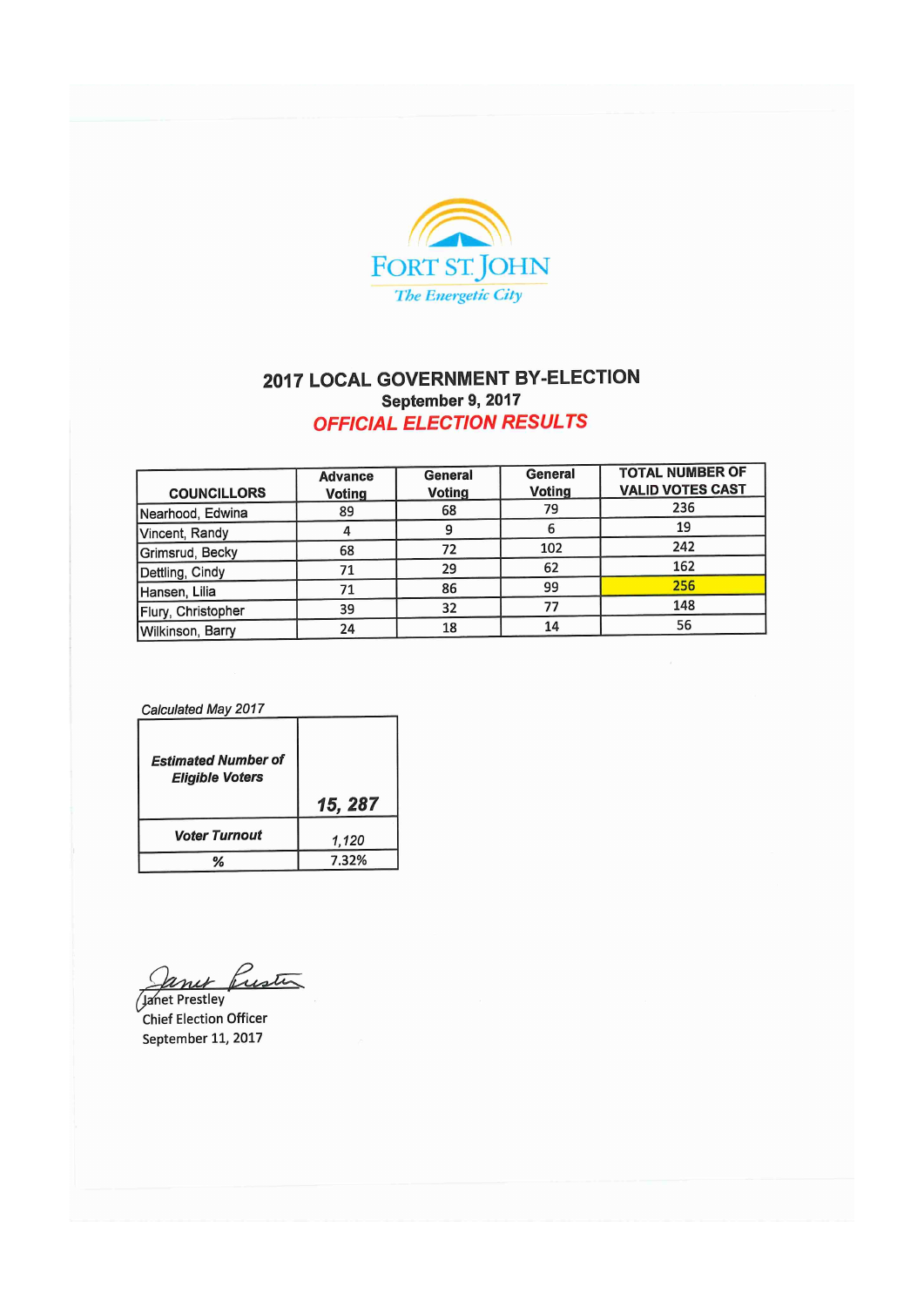FORT ST. JOHN

*The Energetic City*

# 2017 LOCAL GOVERNMENT BY-ELECTION

**September 9, 2017**

***OFFICIAL ELECTION RESULTS***

| COUNCILLORS | Advance Voting | General Voting | General Voting | TOTAL NUMBER OF VALID VOTES CAST |
|---|---|---|---|---|
| Nearhood, Edwina | 89 | 68 | 79 | 236 |
| Vincent, Randy | 4 | 9 | 6 | 19 |
| Grimsrud, Becky | 68 | 72 | 102 | 242 |
| Dettling, Cindy | 71 | 29 | 62 | 162 |
| Hansen, Lilia | 71 | 86 | 99 | 256 |
| Flury, Christopher | 39 | 32 | 77 | 148 |
| Wilkinson, Barry | 24 | 18 | 14 | 56 |

*Calculated May 2017*

| | |
|---|---|
| ***Estimated Number of Eligible Voters*** | ***15, 287*** |
| ***Voter Turnout*** | *1,120* |
| *%* | 7.32% |

Janet Prestley
Chief Election Officer
September 11, 2017